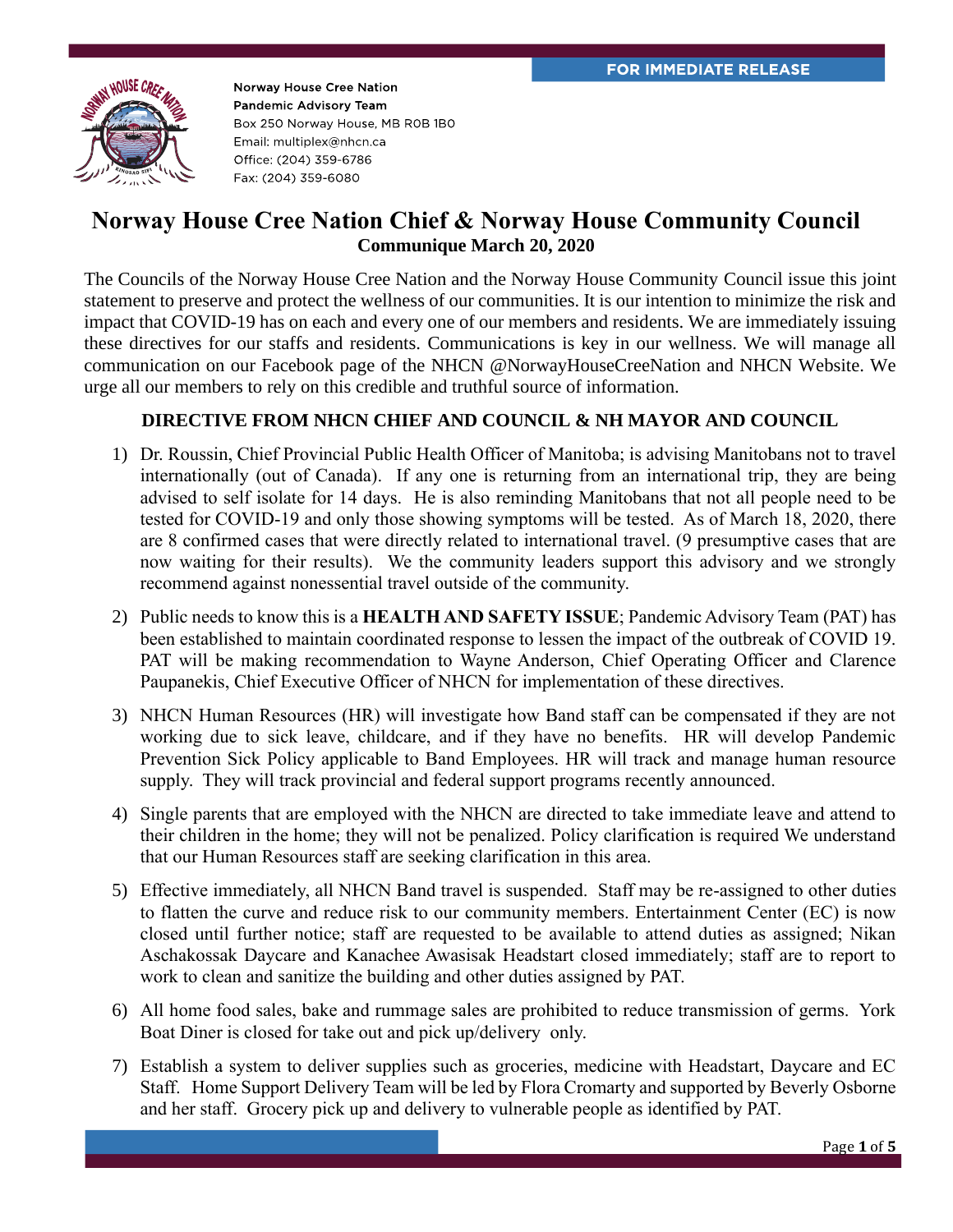FOR IMMEDIATE RELEASE

Norway House Cree Nation
Pandemic Advisory Team
Box 250 Norway House, MB R0B 1B0
Email: multiplex@nhcn.ca
Office: (204) 359-6786
Fax: (204) 359-6080

# Norway House Cree Nation Chief & Norway House Community Council

**Communique March 20, 2020**

The Councils of the Norway House Cree Nation and the Norway House Community Council issue this joint statement to preserve and protect the wellness of our communities. It is our intention to minimize the risk and impact that COVID-19 has on each and every one of our members and residents. We are immediately issuing these directives for our staffs and residents. Communications is key in our wellness. We will manage all communication on our Facebook page of the NHCN @NorwayHouseCreeNation and NHCN Website. We urge all our members to rely on this credible and truthful source of information.

## DIRECTIVE FROM NHCN CHIEF AND COUNCIL & NH MAYOR AND COUNCIL

1) Dr. Roussin, Chief Provincial Public Health Officer of Manitoba; is advising Manitobans not to travel internationally (out of Canada). If any one is returning from an international trip, they are being advised to self isolate for 14 days. He is also reminding Manitobans that not all people need to be tested for COVID-19 and only those showing symptoms will be tested. As of March 18, 2020, there are 8 confirmed cases that were directly related to international travel. (9 presumptive cases that are now waiting for their results). We the community leaders support this advisory and we strongly recommend against nonessential travel outside of the community.

2) Public needs to know this is a **HEALTH AND SAFETY ISSUE**; Pandemic Advisory Team (PAT) has been established to maintain coordinated response to lessen the impact of the outbreak of COVID 19. PAT will be making recommendation to Wayne Anderson, Chief Operating Officer and Clarence Paupanekis, Chief Executive Officer of NHCN for implementation of these directives.

3) NHCN Human Resources (HR) will investigate how Band staff can be compensated if they are not working due to sick leave, childcare, and if they have no benefits. HR will develop Pandemic Prevention Sick Policy applicable to Band Employees. HR will track and manage human resource supply. They will track provincial and federal support programs recently announced.

4) Single parents that are employed with the NHCN are directed to take immediate leave and attend to their children in the home; they will not be penalized. Policy clarification is required We understand that our Human Resources staff are seeking clarification in this area.

5) Effective immediately, all NHCN Band travel is suspended. Staff may be re-assigned to other duties to flatten the curve and reduce risk to our community members. Entertainment Center (EC) is now closed until further notice; staff are requested to be available to attend duties as assigned; Nikan Aschakossak Daycare and Kanachee Awasisak Headstart closed immediately; staff are to report to work to clean and sanitize the building and other duties assigned by PAT.

6) All home food sales, bake and rummage sales are prohibited to reduce transmission of germs. York Boat Diner is closed for take out and pick up/delivery only.

7) Establish a system to deliver supplies such as groceries, medicine with Headstart, Daycare and EC Staff. Home Support Delivery Team will be led by Flora Cromarty and supported by Beverly Osborne and her staff. Grocery pick up and delivery to vulnerable people as identified by PAT.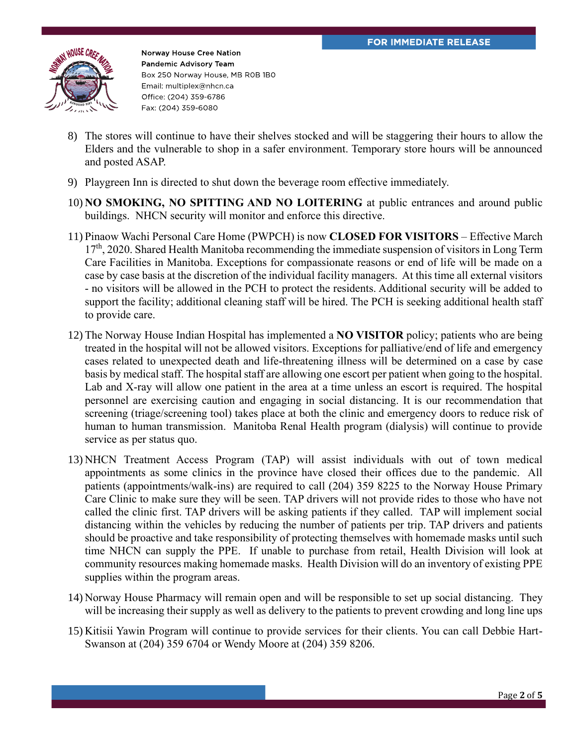Norway House Cree Nation
Pandemic Advisory Team
Box 250 Norway House, MB R0B 1B0
Email: multiplex@nhcn.ca
Office: (204) 359-6786
Fax: (204) 359-6080

FOR IMMEDIATE RELEASE

8) The stores will continue to have their shelves stocked and will be staggering their hours to allow the Elders and the vulnerable to shop in a safer environment. Temporary store hours will be announced and posted ASAP.

9) Playgreen Inn is directed to shut down the beverage room effective immediately.

10) **NO SMOKING, NO SPITTING AND NO LOITERING** at public entrances and around public buildings. NHCN security will monitor and enforce this directive.

11) Pinaow Wachi Personal Care Home (PWPCH) is now **CLOSED FOR VISITORS** – Effective March 17th, 2020. Shared Health Manitoba recommending the immediate suspension of visitors in Long Term Care Facilities in Manitoba. Exceptions for compassionate reasons or end of life will be made on a case by case basis at the discretion of the individual facility managers. At this time all external visitors - no visitors will be allowed in the PCH to protect the residents. Additional security will be added to support the facility; additional cleaning staff will be hired. The PCH is seeking additional health staff to provide care.

12) The Norway House Indian Hospital has implemented a **NO VISITOR** policy; patients who are being treated in the hospital will not be allowed visitors. Exceptions for palliative/end of life and emergency cases related to unexpected death and life-threatening illness will be determined on a case by case basis by medical staff. The hospital staff are allowing one escort per patient when going to the hospital. Lab and X-ray will allow one patient in the area at a time unless an escort is required. The hospital personnel are exercising caution and engaging in social distancing. It is our recommendation that screening (triage/screening tool) takes place at both the clinic and emergency doors to reduce risk of human to human transmission. Manitoba Renal Health program (dialysis) will continue to provide service as per status quo.

13) NHCN Treatment Access Program (TAP) will assist individuals with out of town medical appointments as some clinics in the province have closed their offices due to the pandemic. All patients (appointments/walk-ins) are required to call (204) 359 8225 to the Norway House Primary Care Clinic to make sure they will be seen. TAP drivers will not provide rides to those who have not called the clinic first. TAP drivers will be asking patients if they called. TAP will implement social distancing within the vehicles by reducing the number of patients per trip. TAP drivers and patients should be proactive and take responsibility of protecting themselves with homemade masks until such time NHCN can supply the PPE. If unable to purchase from retail, Health Division will look at community resources making homemade masks. Health Division will do an inventory of existing PPE supplies within the program areas.

14) Norway House Pharmacy will remain open and will be responsible to set up social distancing. They will be increasing their supply as well as delivery to the patients to prevent crowding and long line ups

15) Kitisii Yawin Program will continue to provide services for their clients. You can call Debbie Hart-Swanson at (204) 359 6704 or Wendy Moore at (204) 359 8206.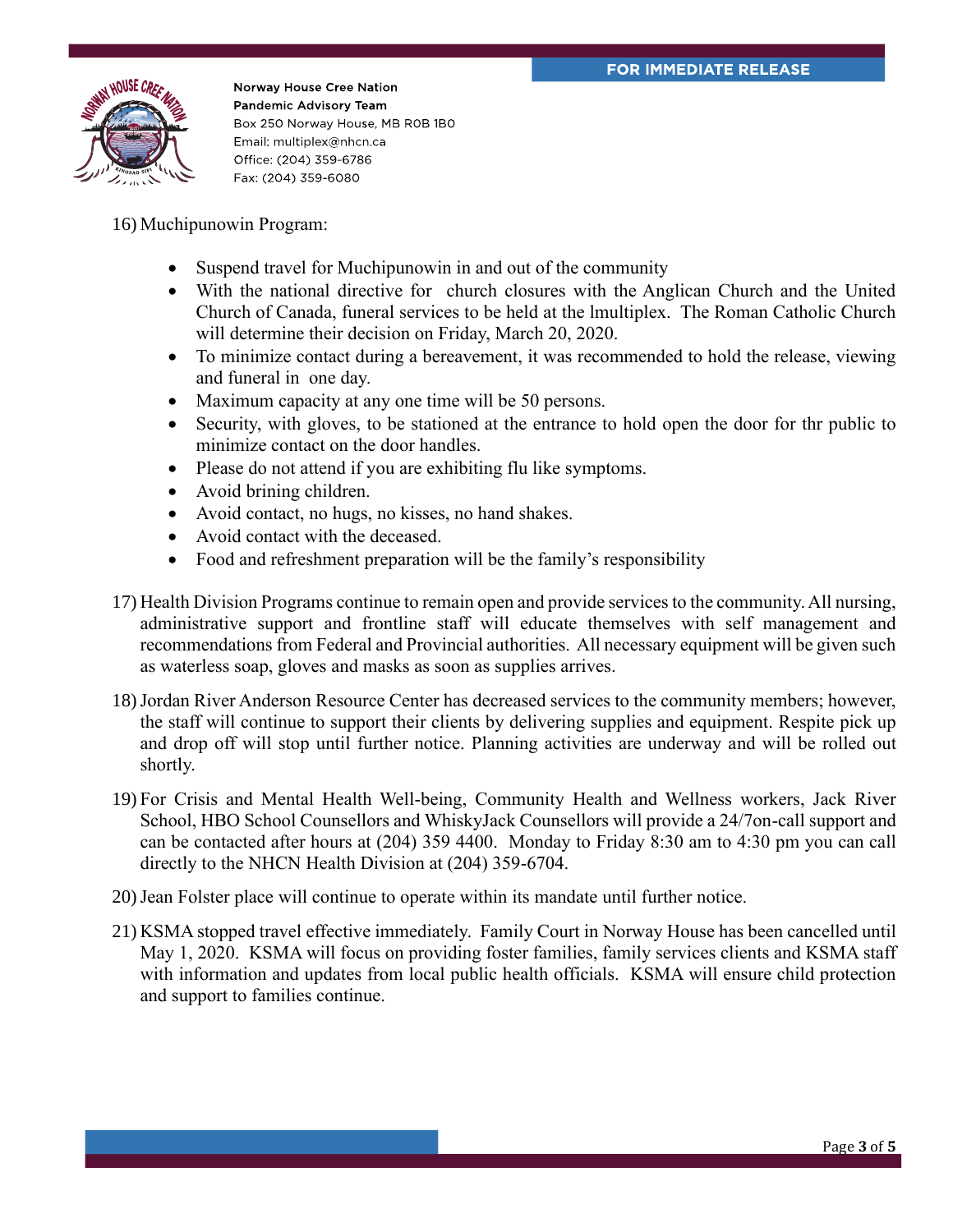16) Muchipunowin Program:

- Suspend travel for Muchipunowin in and out of the community
- With the national directive for church closures with the Anglican Church and the United Church of Canada, funeral services to be held at the lmultiplex. The Roman Catholic Church will determine their decision on Friday, March 20, 2020.
- To minimize contact during a bereavement, it was recommended to hold the release, viewing and funeral in one day.
- Maximum capacity at any one time will be 50 persons.
- Security, with gloves, to be stationed at the entrance to hold open the door for thr public to minimize contact on the door handles.
- Please do not attend if you are exhibiting flu like symptoms.
- Avoid brining children.
- Avoid contact, no hugs, no kisses, no hand shakes.
- Avoid contact with the deceased.
- Food and refreshment preparation will be the family's responsibility

17) Health Division Programs continue to remain open and provide services to the community. All nursing, administrative support and frontline staff will educate themselves with self management and recommendations from Federal and Provincial authorities. All necessary equipment will be given such as waterless soap, gloves and masks as soon as supplies arrives.

18) Jordan River Anderson Resource Center has decreased services to the community members; however, the staff will continue to support their clients by delivering supplies and equipment. Respite pick up and drop off will stop until further notice. Planning activities are underway and will be rolled out shortly.

19) For Crisis and Mental Health Well-being, Community Health and Wellness workers, Jack River School, HBO School Counsellors and WhiskyJack Counsellors will provide a 24/7on-call support and can be contacted after hours at (204) 359 4400. Monday to Friday 8:30 am to 4:30 pm you can call directly to the NHCN Health Division at (204) 359-6704.

20) Jean Folster place will continue to operate within its mandate until further notice.

21) KSMA stopped travel effective immediately. Family Court in Norway House has been cancelled until May 1, 2020. KSMA will focus on providing foster families, family services clients and KSMA staff with information and updates from local public health officials. KSMA will ensure child protection and support to families continue.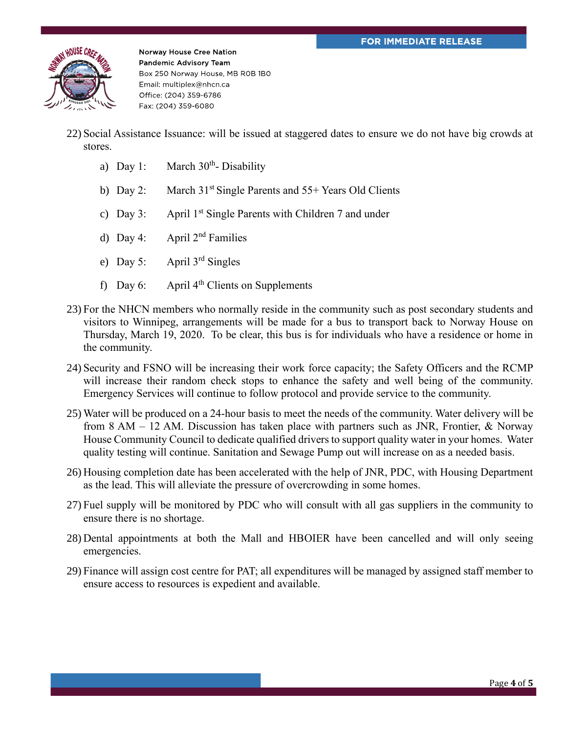Norway House Cree Nation
Pandemic Advisory Team
Box 250 Norway House, MB R0B 1B0
Email: multiplex@nhcn.ca
Office: (204) 359-6786
Fax: (204) 359-6080

22) Social Assistance Issuance: will be issued at staggered dates to ensure we do not have big crowds at stores.

    a) Day 1: March 30th- Disability
    b) Day 2: March 31st Single Parents and 55+ Years Old Clients
    c) Day 3: April 1st Single Parents with Children 7 and under
    d) Day 4: April 2nd Families
    e) Day 5: April 3rd Singles
    f) Day 6: April 4th Clients on Supplements

23) For the NHCN members who normally reside in the community such as post secondary students and visitors to Winnipeg, arrangements will be made for a bus to transport back to Norway House on Thursday, March 19, 2020. To be clear, this bus is for individuals who have a residence or home in the community.

24) Security and FSNO will be increasing their work force capacity; the Safety Officers and the RCMP will increase their random check stops to enhance the safety and well being of the community. Emergency Services will continue to follow protocol and provide service to the community.

25) Water will be produced on a 24-hour basis to meet the needs of the community. Water delivery will be from 8 AM – 12 AM. Discussion has taken place with partners such as JNR, Frontier, & Norway House Community Council to dedicate qualified drivers to support quality water in your homes. Water quality testing will continue. Sanitation and Sewage Pump out will increase on as a needed basis.

26) Housing completion date has been accelerated with the help of JNR, PDC, with Housing Department as the lead. This will alleviate the pressure of overcrowding in some homes.

27) Fuel supply will be monitored by PDC who will consult with all gas suppliers in the community to ensure there is no shortage.

28) Dental appointments at both the Mall and HBOIER have been cancelled and will only seeing emergencies.

29) Finance will assign cost centre for PAT; all expenditures will be managed by assigned staff member to ensure access to resources is expedient and available.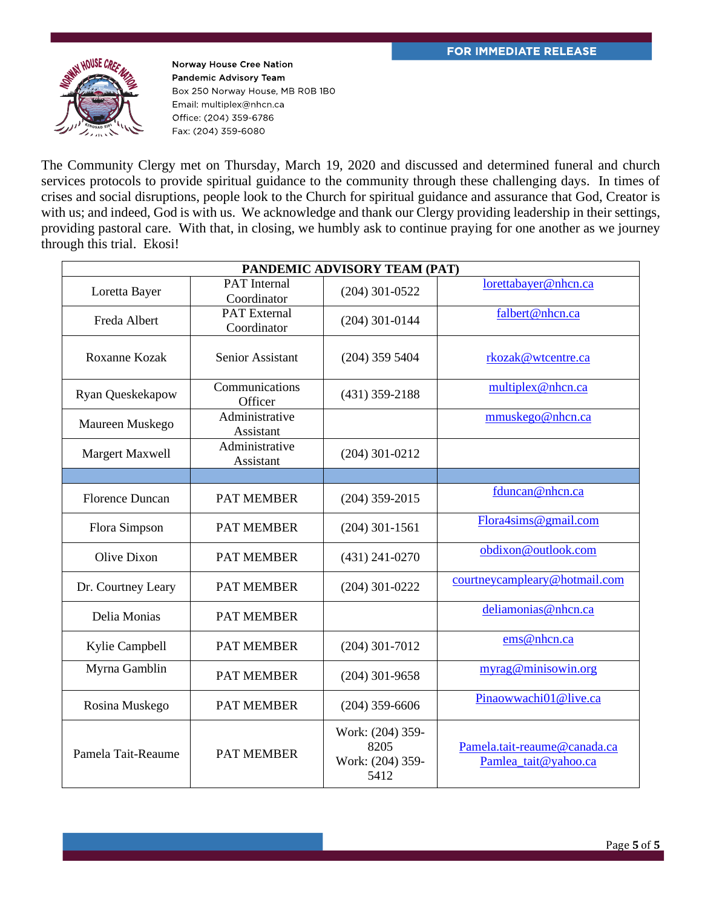FOR IMMEDIATE RELEASE

Norway House Cree Nation
Pandemic Advisory Team
Box 250 Norway House, MB R0B 1B0
Email: multiplex@nhcn.ca
Office: (204) 359-6786
Fax: (204) 359-6080

The Community Clergy met on Thursday, March 19, 2020 and discussed and determined funeral and church services protocols to provide spiritual guidance to the community through these challenging days. In times of crises and social disruptions, people look to the Church for spiritual guidance and assurance that God, Creator is with us; and indeed, God is with us. We acknowledge and thank our Clergy providing leadership in their settings, providing pastoral care. With that, in closing, we humbly ask to continue praying for one another as we journey through this trial. Ekosi!

| PANDEMIC ADVISORY TEAM (PAT) | | | |
|---|---|---|---|
| Loretta Bayer | PAT Internal Coordinator | (204) 301-0522 | lorettabayer@nhcn.ca |
| Freda Albert | PAT External Coordinator | (204) 301-0144 | falbert@nhcn.ca |
| Roxanne Kozak | Senior Assistant | (204) 359 5404 | rkozak@wtcentre.ca |
| Ryan Queskekapow | Communications Officer | (431) 359-2188 | multiplex@nhcn.ca |
| Maureen Muskego | Administrative Assistant | | mmuskego@nhcn.ca |
| Margert Maxwell | Administrative Assistant | (204) 301-0212 | |
| | | | |
| Florence Duncan | PAT MEMBER | (204) 359-2015 | fduncan@nhcn.ca |
| Flora Simpson | PAT MEMBER | (204) 301-1561 | Flora4sims@gmail.com |
| Olive Dixon | PAT MEMBER | (431) 241-0270 | obdixon@outlook.com |
| Dr. Courtney Leary | PAT MEMBER | (204) 301-0222 | courtneycampleary@hotmail.com |
| Delia Monias | PAT MEMBER | | deliamonias@nhcn.ca |
| Kylie Campbell | PAT MEMBER | (204) 301-7012 | ems@nhcn.ca |
| Myrna Gamblin | PAT MEMBER | (204) 301-9658 | myrag@minisowin.org |
| Rosina Muskego | PAT MEMBER | (204) 359-6606 | Pinaowwachi01@live.ca |
| Pamela Tait-Reaume | PAT MEMBER | Work: (204) 359-8205 Work: (204) 359-5412 | Pamela.tait-reaume@canada.ca Pamlea_tait@yahoo.ca |